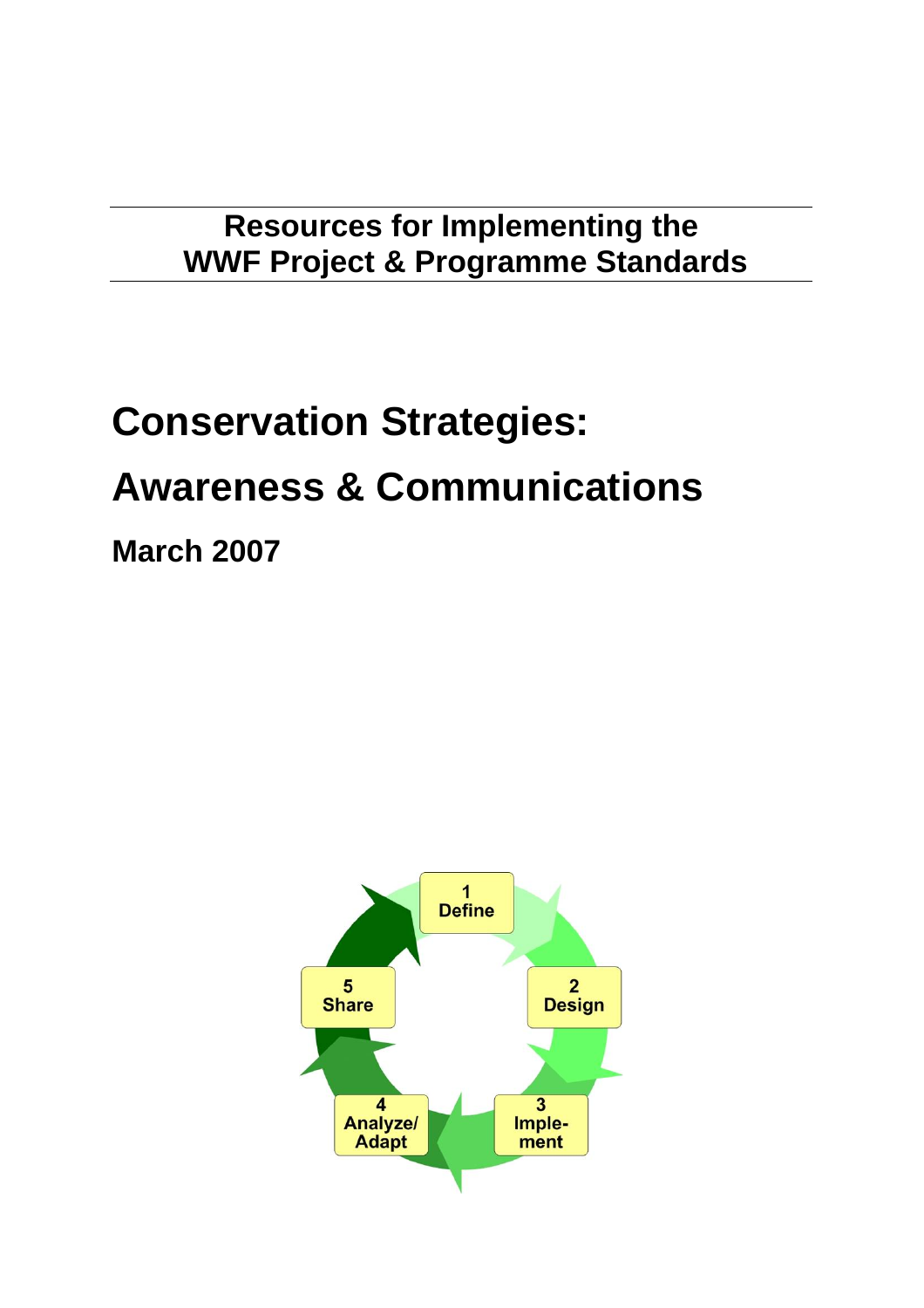**Resources for Implementing the WWF Project & Programme Standards**

# Conservation Strategies: Awareness & Communications

**March 2007**

1 Define

2 Design

3 Imple-ment

4 Analyze/ Adapt

5 Share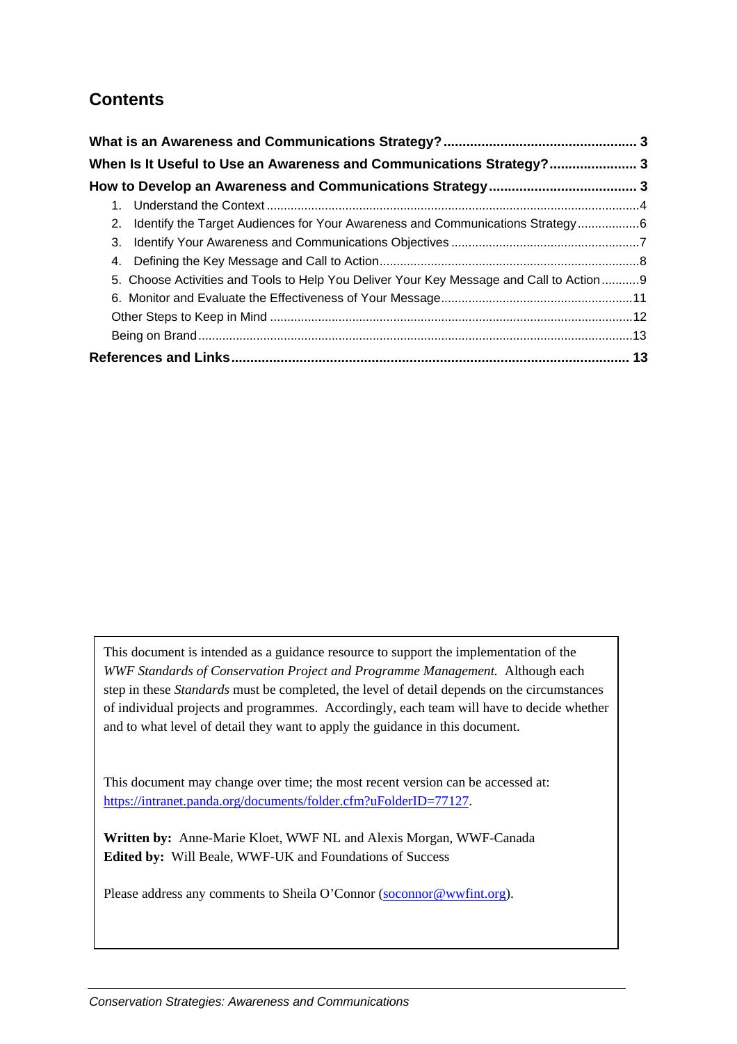## Contents

**What is an Awareness and Communications Strategy? ... 3**

**When Is It Useful to Use an Awareness and Communications Strategy? ... 3**

**How to Develop an Awareness and Communications Strategy ... 3**

1. Understand the Context ... 4
2. Identify the Target Audiences for Your Awareness and Communications Strategy ... 6
3. Identify Your Awareness and Communications Objectives ... 7
4. Defining the Key Message and Call to Action ... 8
5. Choose Activities and Tools to Help You Deliver Your Key Message and Call to Action ... 9
6. Monitor and Evaluate the Effectiveness of Your Message ... 11

Other Steps to Keep in Mind ... 12

Being on Brand ... 13

**References and Links ... 13**

---

This document is intended as a guidance resource to support the implementation of the *WWF Standards of Conservation Project and Programme Management.* Although each step in these *Standards* must be completed, the level of detail depends on the circumstances of individual projects and programmes. Accordingly, each team will have to decide whether and to what level of detail they want to apply the guidance in this document.

This document may change over time; the most recent version can be accessed at: https://intranet.panda.org/documents/folder.cfm?uFolderID=77127.

**Written by:** Anne-Marie Kloet, WWF NL and Alexis Morgan, WWF-Canada
**Edited by:** Will Beale, WWF-UK and Foundations of Success

Please address any comments to Sheila O'Connor (soconnor@wwfint.org).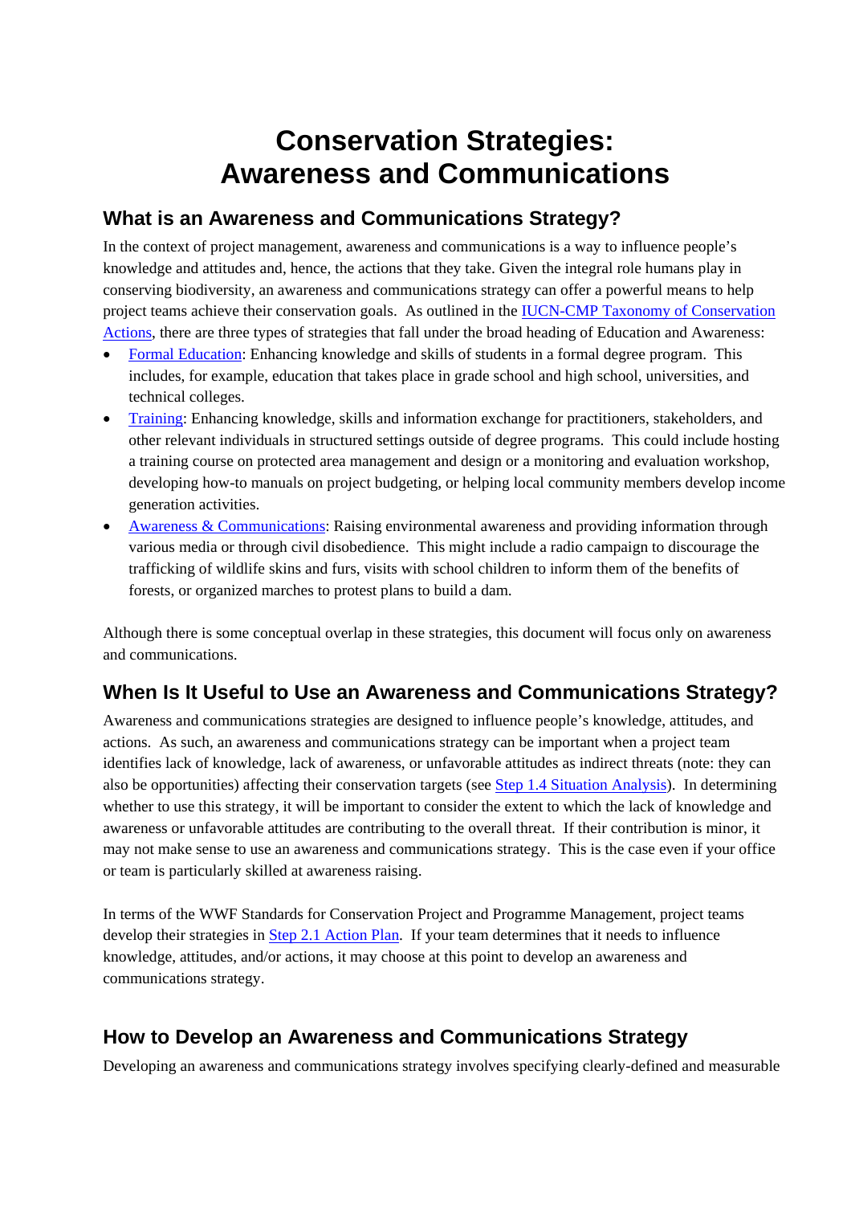# Conservation Strategies: Awareness and Communications

## What is an Awareness and Communications Strategy?

In the context of project management, awareness and communications is a way to influence people's knowledge and attitudes and, hence, the actions that they take. Given the integral role humans play in conserving biodiversity, an awareness and communications strategy can offer a powerful means to help project teams achieve their conservation goals. As outlined in the IUCN-CMP Taxonomy of Conservation Actions, there are three types of strategies that fall under the broad heading of Education and Awareness:

- Formal Education: Enhancing knowledge and skills of students in a formal degree program. This includes, for example, education that takes place in grade school and high school, universities, and technical colleges.
- Training: Enhancing knowledge, skills and information exchange for practitioners, stakeholders, and other relevant individuals in structured settings outside of degree programs. This could include hosting a training course on protected area management and design or a monitoring and evaluation workshop, developing how-to manuals on project budgeting, or helping local community members develop income generation activities.
- Awareness & Communications: Raising environmental awareness and providing information through various media or through civil disobedience. This might include a radio campaign to discourage the trafficking of wildlife skins and furs, visits with school children to inform them of the benefits of forests, or organized marches to protest plans to build a dam.

Although there is some conceptual overlap in these strategies, this document will focus only on awareness and communications.

## When Is It Useful to Use an Awareness and Communications Strategy?

Awareness and communications strategies are designed to influence people's knowledge, attitudes, and actions. As such, an awareness and communications strategy can be important when a project team identifies lack of knowledge, lack of awareness, or unfavorable attitudes as indirect threats (note: they can also be opportunities) affecting their conservation targets (see Step 1.4 Situation Analysis). In determining whether to use this strategy, it will be important to consider the extent to which the lack of knowledge and awareness or unfavorable attitudes are contributing to the overall threat. If their contribution is minor, it may not make sense to use an awareness and communications strategy. This is the case even if your office or team is particularly skilled at awareness raising.

In terms of the WWF Standards for Conservation Project and Programme Management, project teams develop their strategies in Step 2.1 Action Plan. If your team determines that it needs to influence knowledge, attitudes, and/or actions, it may choose at this point to develop an awareness and communications strategy.

## How to Develop an Awareness and Communications Strategy

Developing an awareness and communications strategy involves specifying clearly-defined and measurable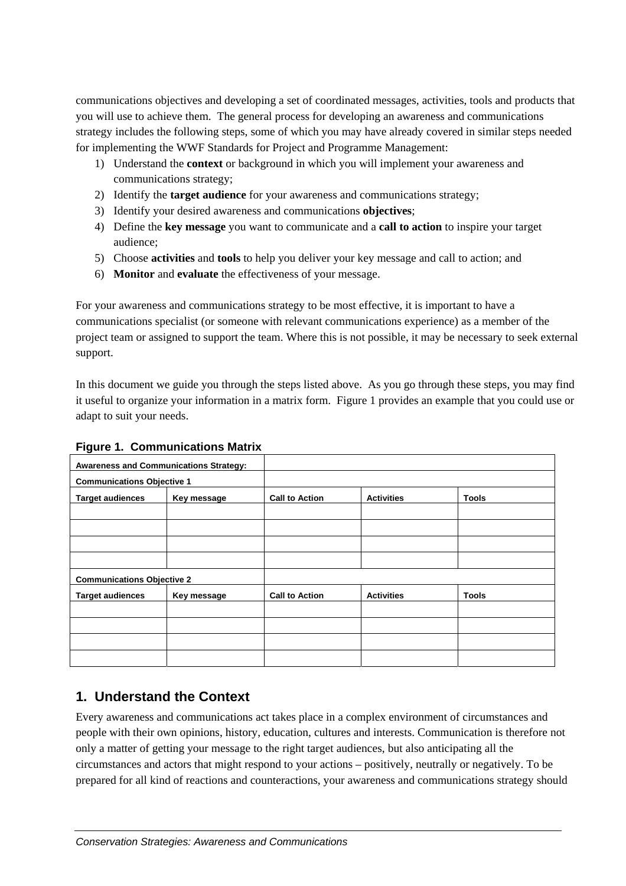communications objectives and developing a set of coordinated messages, activities, tools and products that you will use to achieve them. The general process for developing an awareness and communications strategy includes the following steps, some of which you may have already covered in similar steps needed for implementing the WWF Standards for Project and Programme Management:

1) Understand the **context** or background in which you will implement your awareness and communications strategy;
2) Identify the **target audience** for your awareness and communications strategy;
3) Identify your desired awareness and communications **objectives**;
4) Define the **key message** you want to communicate and a **call to action** to inspire your target audience;
5) Choose **activities** and **tools** to help you deliver your key message and call to action; and
6) **Monitor** and **evaluate** the effectiveness of your message.

For your awareness and communications strategy to be most effective, it is important to have a communications specialist (or someone with relevant communications experience) as a member of the project team or assigned to support the team. Where this is not possible, it may be necessary to seek external support.

In this document we guide you through the steps listed above. As you go through these steps, you may find it useful to organize your information in a matrix form. Figure 1 provides an example that you could use or adapt to suit your needs.

**Figure 1. Communications Matrix**

| **Awareness and Communications Strategy:** | | | | |
|---|---|---|---|---|
| **Communications Objective 1** | | | | |
| **Target audiences** | **Key message** | **Call to Action** | **Activities** | **Tools** |
| | | | | |
| | | | | |
| | | | | |
| | | | | |
| **Communications Objective 2** | | | | |
| **Target audiences** | **Key message** | **Call to Action** | **Activities** | **Tools** |
| | | | | |
| | | | | |
| | | | | |
| | | | | |

## 1. Understand the Context

Every awareness and communications act takes place in a complex environment of circumstances and people with their own opinions, history, education, cultures and interests. Communication is therefore not only a matter of getting your message to the right target audiences, but also anticipating all the circumstances and actors that might respond to your actions – positively, neutrally or negatively. To be prepared for all kind of reactions and counteractions, your awareness and communications strategy should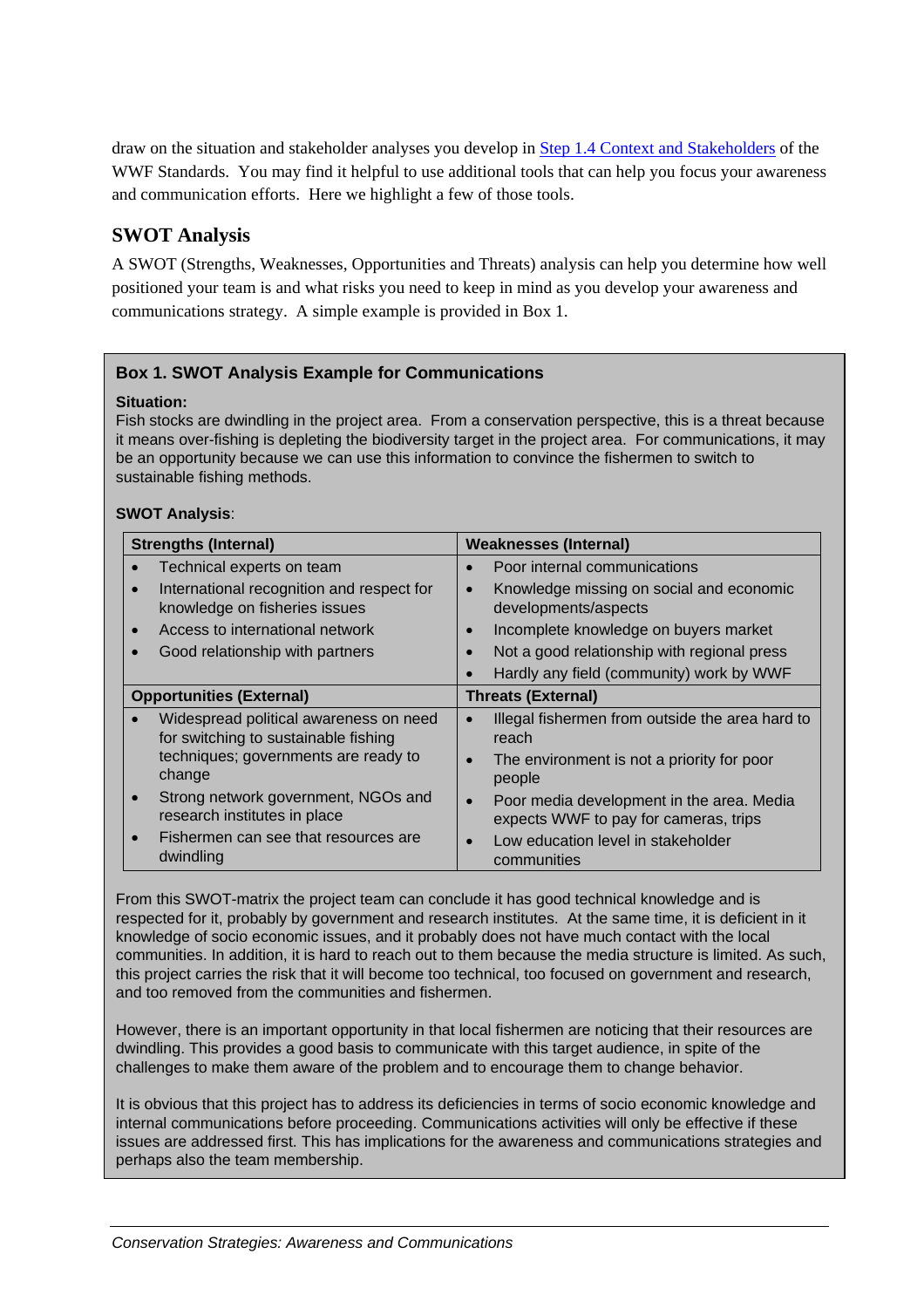draw on the situation and stakeholder analyses you develop in Step 1.4 Context and Stakeholders of the WWF Standards. You may find it helpful to use additional tools that can help you focus your awareness and communication efforts. Here we highlight a few of those tools.

## SWOT Analysis

A SWOT (Strengths, Weaknesses, Opportunities and Threats) analysis can help you determine how well positioned your team is and what risks you need to keep in mind as you develop your awareness and communications strategy. A simple example is provided in Box 1.

### Box 1. SWOT Analysis Example for Communications

**Situation:**
Fish stocks are dwindling in the project area. From a conservation perspective, this is a threat because it means over-fishing is depleting the biodiversity target in the project area. For communications, it may be an opportunity because we can use this information to convince the fishermen to switch to sustainable fishing methods.

**SWOT Analysis**:

| **Strengths (Internal)** | **Weaknesses (Internal)** |
|---|---|
| • Technical experts on team<br>• International recognition and respect for knowledge on fisheries issues<br>• Access to international network<br>• Good relationship with partners | • Poor internal communications<br>• Knowledge missing on social and economic developments/aspects<br>• Incomplete knowledge on buyers market<br>• Not a good relationship with regional press<br>• Hardly any field (community) work by WWF |
| **Opportunities (External)** | **Threats (External)** |
| • Widespread political awareness on need for switching to sustainable fishing techniques; governments are ready to change<br>• Strong network government, NGOs and research institutes in place<br>• Fishermen can see that resources are dwindling | • Illegal fishermen from outside the area hard to reach<br>• The environment is not a priority for poor people<br>• Poor media development in the area. Media expects WWF to pay for cameras, trips<br>• Low education level in stakeholder communities |

From this SWOT-matrix the project team can conclude it has good technical knowledge and is respected for it, probably by government and research institutes. At the same time, it is deficient in it knowledge of socio economic issues, and it probably does not have much contact with the local communities. In addition, it is hard to reach out to them because the media structure is limited. As such, this project carries the risk that it will become too technical, too focused on government and research, and too removed from the communities and fishermen.

However, there is an important opportunity in that local fishermen are noticing that their resources are dwindling. This provides a good basis to communicate with this target audience, in spite of the challenges to make them aware of the problem and to encourage them to change behavior.

It is obvious that this project has to address its deficiencies in terms of socio economic knowledge and internal communications before proceeding. Communications activities will only be effective if these issues are addressed first. This has implications for the awareness and communications strategies and perhaps also the team membership.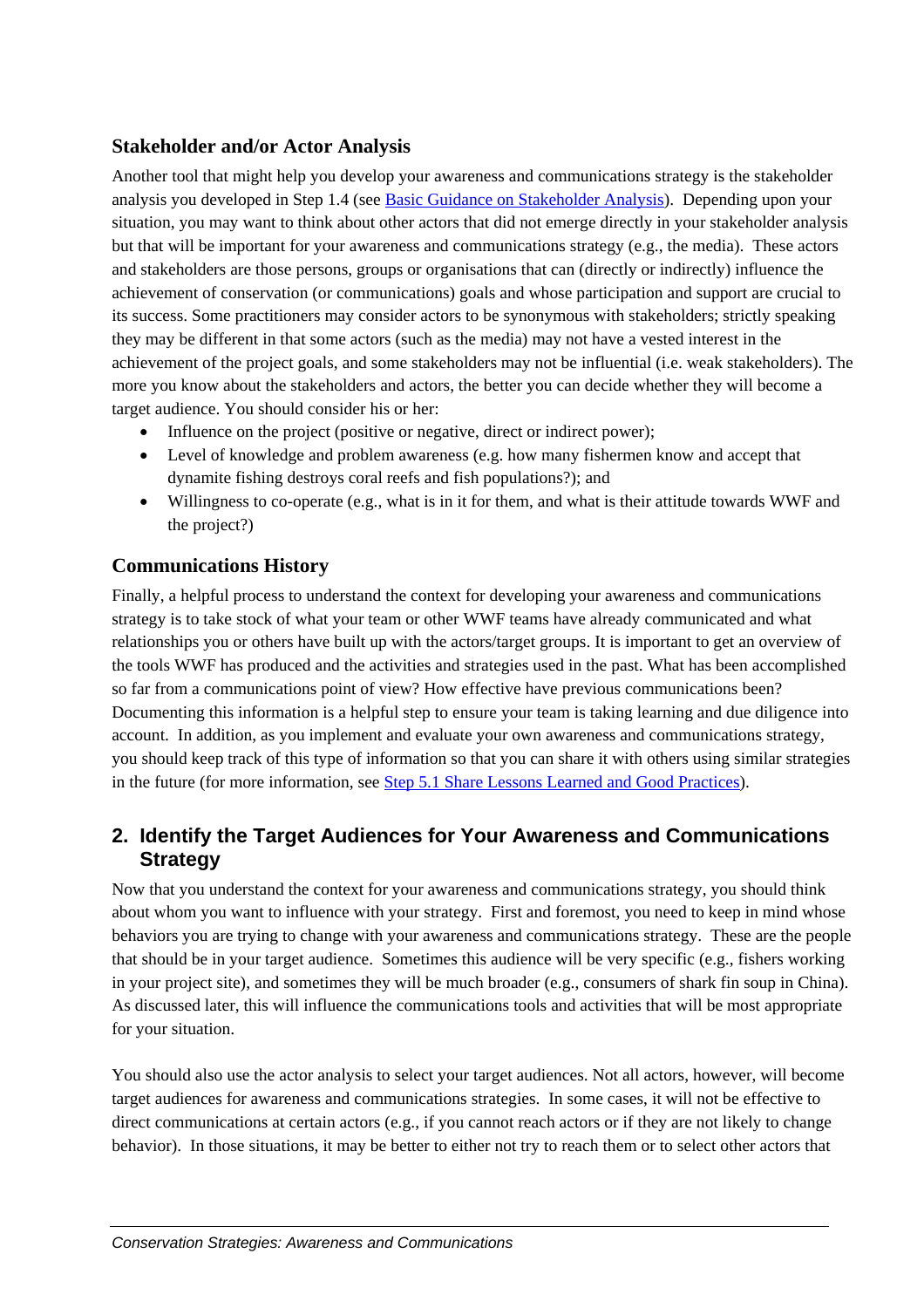### Stakeholder and/or Actor Analysis

Another tool that might help you develop your awareness and communications strategy is the stakeholder analysis you developed in Step 1.4 (see Basic Guidance on Stakeholder Analysis). Depending upon your situation, you may want to think about other actors that did not emerge directly in your stakeholder analysis but that will be important for your awareness and communications strategy (e.g., the media). These actors and stakeholders are those persons, groups or organisations that can (directly or indirectly) influence the achievement of conservation (or communications) goals and whose participation and support are crucial to its success. Some practitioners may consider actors to be synonymous with stakeholders; strictly speaking they may be different in that some actors (such as the media) may not have a vested interest in the achievement of the project goals, and some stakeholders may not be influential (i.e. weak stakeholders). The more you know about the stakeholders and actors, the better you can decide whether they will become a target audience. You should consider his or her:

- Influence on the project (positive or negative, direct or indirect power);
- Level of knowledge and problem awareness (e.g. how many fishermen know and accept that dynamite fishing destroys coral reefs and fish populations?); and
- Willingness to co-operate (e.g., what is in it for them, and what is their attitude towards WWF and the project?)

### Communications History

Finally, a helpful process to understand the context for developing your awareness and communications strategy is to take stock of what your team or other WWF teams have already communicated and what relationships you or others have built up with the actors/target groups. It is important to get an overview of the tools WWF has produced and the activities and strategies used in the past. What has been accomplished so far from a communications point of view? How effective have previous communications been? Documenting this information is a helpful step to ensure your team is taking learning and due diligence into account. In addition, as you implement and evaluate your own awareness and communications strategy, you should keep track of this type of information so that you can share it with others using similar strategies in the future (for more information, see Step 5.1 Share Lessons Learned and Good Practices).

## 2. Identify the Target Audiences for Your Awareness and Communications Strategy

Now that you understand the context for your awareness and communications strategy, you should think about whom you want to influence with your strategy. First and foremost, you need to keep in mind whose behaviors you are trying to change with your awareness and communications strategy. These are the people that should be in your target audience. Sometimes this audience will be very specific (e.g., fishers working in your project site), and sometimes they will be much broader (e.g., consumers of shark fin soup in China). As discussed later, this will influence the communications tools and activities that will be most appropriate for your situation.

You should also use the actor analysis to select your target audiences. Not all actors, however, will become target audiences for awareness and communications strategies. In some cases, it will not be effective to direct communications at certain actors (e.g., if you cannot reach actors or if they are not likely to change behavior). In those situations, it may be better to either not try to reach them or to select other actors that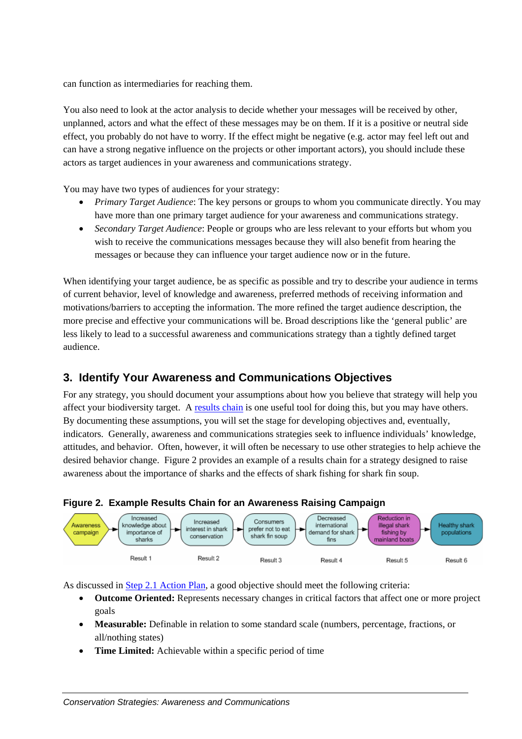can function as intermediaries for reaching them.

You also need to look at the actor analysis to decide whether your messages will be received by other, unplanned, actors and what the effect of these messages may be on them. If it is a positive or neutral side effect, you probably do not have to worry. If the effect might be negative (e.g. actor may feel left out and can have a strong negative influence on the projects or other important actors), you should include these actors as target audiences in your awareness and communications strategy.

You may have two types of audiences for your strategy:

- *Primary Target Audience*: The key persons or groups to whom you communicate directly. You may have more than one primary target audience for your awareness and communications strategy.
- *Secondary Target Audience*: People or groups who are less relevant to your efforts but whom you wish to receive the communications messages because they will also benefit from hearing the messages or because they can influence your target audience now or in the future.

When identifying your target audience, be as specific as possible and try to describe your audience in terms of current behavior, level of knowledge and awareness, preferred methods of receiving information and motivations/barriers to accepting the information. The more refined the target audience description, the more precise and effective your communications will be. Broad descriptions like the 'general public' are less likely to lead to a successful awareness and communications strategy than a tightly defined target audience.

## 3. Identify Your Awareness and Communications Objectives

For any strategy, you should document your assumptions about how you believe that strategy will help you affect your biodiversity target. A results chain is one useful tool for doing this, but you may have others. By documenting these assumptions, you will set the stage for developing objectives and, eventually, indicators. Generally, awareness and communications strategies seek to influence individuals' knowledge, attitudes, and behavior. Often, however, it will often be necessary to use other strategies to help achieve the desired behavior change. Figure 2 provides an example of a results chain for a strategy designed to raise awareness about the importance of sharks and the effects of shark fishing for shark fin soup.

**Figure 2. Example Results Chain for an Awareness Raising Campaign**

| Awareness campaign | → | Increased knowledge about importance of sharks | → | Increased interest in shark conservation | → | Consumers prefer not to eat shark fin soup | → | Decreased international demand for shark fins | → | Reduction in illegal shark fishing by mainland boats | → | Healthy shark populations |
|---|---|---|---|---|---|---|---|---|---|---|---|---|
| | | Result 1 | | Result 2 | | Result 3 | | Result 4 | | Result 5 | | Result 6 |

As discussed in Step 2.1 Action Plan, a good objective should meet the following criteria:

- **Outcome Oriented:** Represents necessary changes in critical factors that affect one or more project goals
- **Measurable:** Definable in relation to some standard scale (numbers, percentage, fractions, or all/nothing states)
- **Time Limited:** Achievable within a specific period of time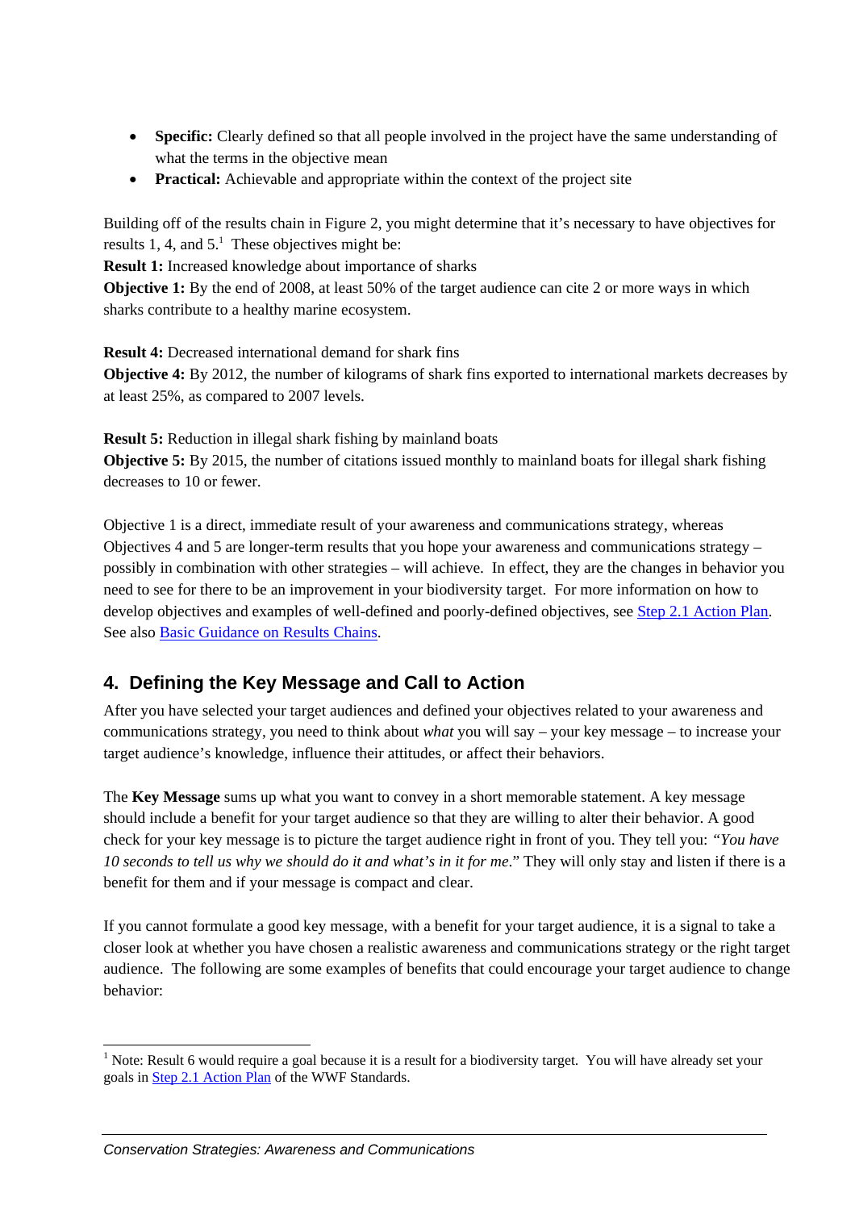- **Specific:** Clearly defined so that all people involved in the project have the same understanding of what the terms in the objective mean
- **Practical:** Achievable and appropriate within the context of the project site

Building off of the results chain in Figure 2, you might determine that it's necessary to have objectives for results 1, 4, and 5.[1] These objectives might be:

**Result 1:** Increased knowledge about importance of sharks
**Objective 1:** By the end of 2008, at least 50% of the target audience can cite 2 or more ways in which sharks contribute to a healthy marine ecosystem.

**Result 4:** Decreased international demand for shark fins
**Objective 4:** By 2012, the number of kilograms of shark fins exported to international markets decreases by at least 25%, as compared to 2007 levels.

**Result 5:** Reduction in illegal shark fishing by mainland boats
**Objective 5:** By 2015, the number of citations issued monthly to mainland boats for illegal shark fishing decreases to 10 or fewer.

Objective 1 is a direct, immediate result of your awareness and communications strategy, whereas Objectives 4 and 5 are longer-term results that you hope your awareness and communications strategy – possibly in combination with other strategies – will achieve. In effect, they are the changes in behavior you need to see for there to be an improvement in your biodiversity target. For more information on how to develop objectives and examples of well-defined and poorly-defined objectives, see [Step 2.1 Action Plan](). See also [Basic Guidance on Results Chains]().

## 4. Defining the Key Message and Call to Action

After you have selected your target audiences and defined your objectives related to your awareness and communications strategy, you need to think about *what* you will say – your key message – to increase your target audience's knowledge, influence their attitudes, or affect their behaviors.

The **Key Message** sums up what you want to convey in a short memorable statement. A key message should include a benefit for your target audience so that they are willing to alter their behavior. A good check for your key message is to picture the target audience right in front of you. They tell you: *"You have 10 seconds to tell us why we should do it and what's in it for me*." They will only stay and listen if there is a benefit for them and if your message is compact and clear.

If you cannot formulate a good key message, with a benefit for your target audience, it is a signal to take a closer look at whether you have chosen a realistic awareness and communications strategy or the right target audience. The following are some examples of benefits that could encourage your target audience to change behavior:

---

[1] Note: Result 6 would require a goal because it is a result for a biodiversity target. You will have already set your goals in [Step 2.1 Action Plan]() of the WWF Standards.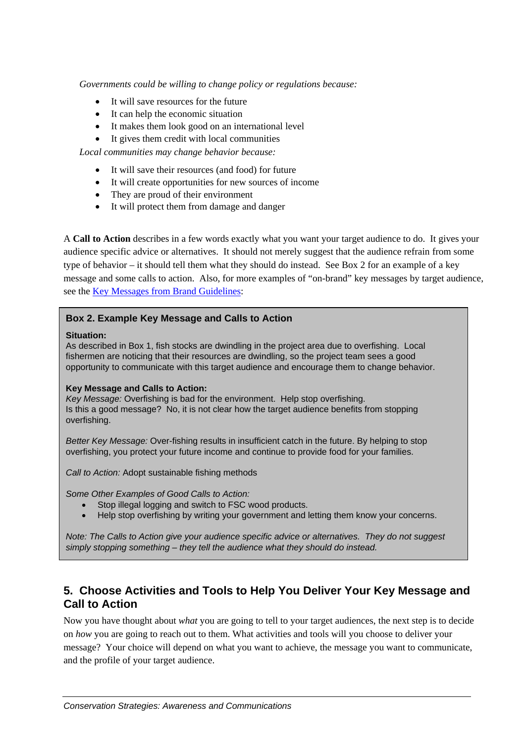*Governments could be willing to change policy or regulations because:*

- It will save resources for the future
- It can help the economic situation
- It makes them look good on an international level
- It gives them credit with local communities

*Local communities may change behavior because:*

- It will save their resources (and food) for future
- It will create opportunities for new sources of income
- They are proud of their environment
- It will protect them from damage and danger

A **Call to Action** describes in a few words exactly what you want your target audience to do. It gives your audience specific advice or alternatives. It should not merely suggest that the audience refrain from some type of behavior – it should tell them what they should do instead. See Box 2 for an example of a key message and some calls to action. Also, for more examples of "on-brand" key messages by target audience, see the [Key Messages from Brand Guidelines]:

> **Box 2. Example Key Message and Calls to Action**
>
> **Situation:**
> As described in Box 1, fish stocks are dwindling in the project area due to overfishing. Local fishermen are noticing that their resources are dwindling, so the project team sees a good opportunity to communicate with this target audience and encourage them to change behavior.
>
> **Key Message and Calls to Action:**
> *Key Message:* Overfishing is bad for the environment. Help stop overfishing.
> Is this a good message? No, it is not clear how the target audience benefits from stopping overfishing.
>
> *Better Key Message:* Over-fishing results in insufficient catch in the future. By helping to stop overfishing, you protect your future income and continue to provide food for your families.
>
> *Call to Action:* Adopt sustainable fishing methods
>
> *Some Other Examples of Good Calls to Action:*
> - Stop illegal logging and switch to FSC wood products.
> - Help stop overfishing by writing your government and letting them know your concerns.
>
> *Note: The Calls to Action give your audience specific advice or alternatives. They do not suggest simply stopping something – they tell the audience what they should do instead.*

## 5. Choose Activities and Tools to Help You Deliver Your Key Message and Call to Action

Now you have thought about *what* you are going to tell to your target audiences, the next step is to decide on *how* you are going to reach out to them. What activities and tools will you choose to deliver your message? Your choice will depend on what you want to achieve, the message you want to communicate, and the profile of your target audience.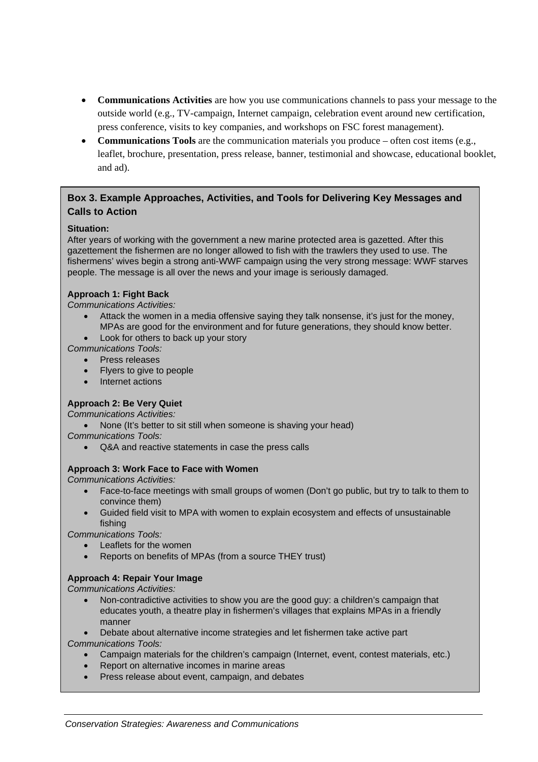- **Communications Activities** are how you use communications channels to pass your message to the outside world (e.g., TV-campaign, Internet campaign, celebration event around new certification, press conference, visits to key companies, and workshops on FSC forest management).
- **Communications Tools** are the communication materials you produce – often cost items (e.g., leaflet, brochure, presentation, press release, banner, testimonial and showcase, educational booklet, and ad).

### Box 3. Example Approaches, Activities, and Tools for Delivering Key Messages and Calls to Action

**Situation:**
After years of working with the government a new marine protected area is gazetted. After this gazettement the fishermen are no longer allowed to fish with the trawlers they used to use. The fishermens' wives begin a strong anti-WWF campaign using the very strong message: WWF starves people. The message is all over the news and your image is seriously damaged.

**Approach 1: Fight Back**
*Communications Activities:*

- Attack the women in a media offensive saying they talk nonsense, it's just for the money, MPAs are good for the environment and for future generations, they should know better.
- Look for others to back up your story

*Communications Tools:*

- Press releases
- Flyers to give to people
- Internet actions

**Approach 2: Be Very Quiet**
*Communications Activities:*

- None (It's better to sit still when someone is shaving your head)

*Communications Tools:*

- Q&A and reactive statements in case the press calls

**Approach 3: Work Face to Face with Women**
*Communications Activities:*

- Face-to-face meetings with small groups of women (Don't go public, but try to talk to them to convince them)
- Guided field visit to MPA with women to explain ecosystem and effects of unsustainable fishing

*Communications Tools:*

- Leaflets for the women
- Reports on benefits of MPAs (from a source THEY trust)

**Approach 4: Repair Your Image**
*Communications Activities:*

- Non-contradictive activities to show you are the good guy: a children's campaign that educates youth, a theatre play in fishermen's villages that explains MPAs in a friendly manner
- Debate about alternative income strategies and let fishermen take active part

*Communications Tools:*

- Campaign materials for the children's campaign (Internet, event, contest materials, etc.)
- Report on alternative incomes in marine areas
- Press release about event, campaign, and debates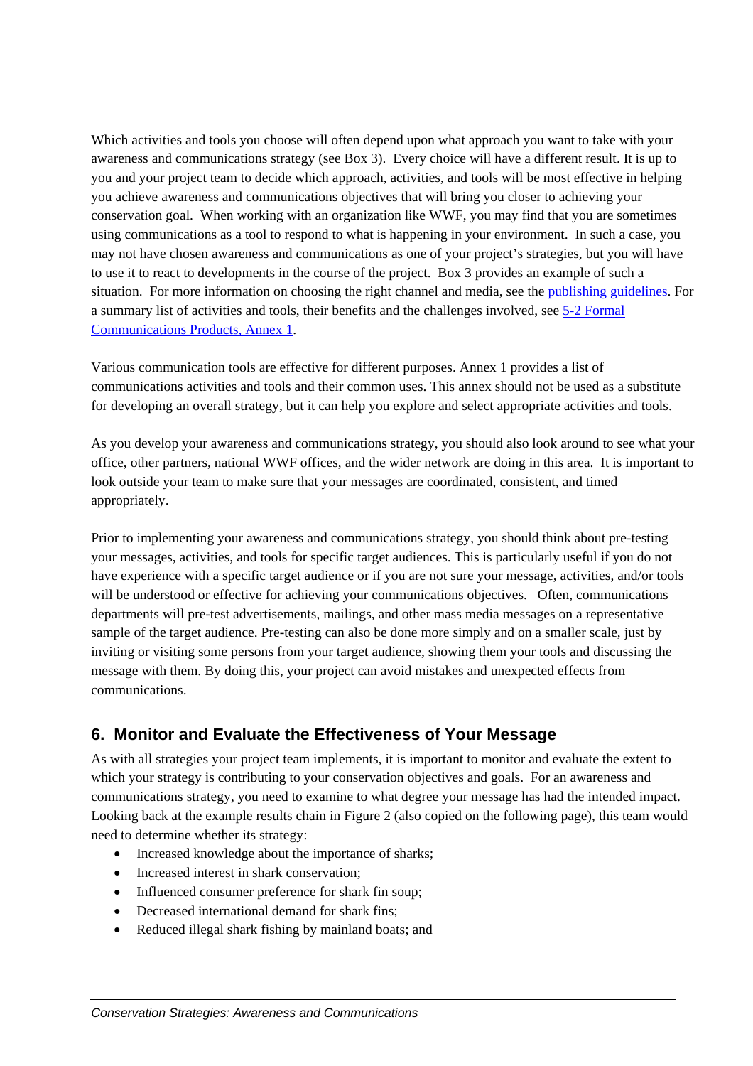Which activities and tools you choose will often depend upon what approach you want to take with your awareness and communications strategy (see Box 3). Every choice will have a different result. It is up to you and your project team to decide which approach, activities, and tools will be most effective in helping you achieve awareness and communications objectives that will bring you closer to achieving your conservation goal. When working with an organization like WWF, you may find that you are sometimes using communications as a tool to respond to what is happening in your environment. In such a case, you may not have chosen awareness and communications as one of your project's strategies, but you will have to use it to react to developments in the course of the project. Box 3 provides an example of such a situation. For more information on choosing the right channel and media, see the [publishing guidelines](). For a summary list of activities and tools, their benefits and the challenges involved, see [5-2 Formal Communications Products, Annex 1]().

Various communication tools are effective for different purposes. Annex 1 provides a list of communications activities and tools and their common uses. This annex should not be used as a substitute for developing an overall strategy, but it can help you explore and select appropriate activities and tools.

As you develop your awareness and communications strategy, you should also look around to see what your office, other partners, national WWF offices, and the wider network are doing in this area. It is important to look outside your team to make sure that your messages are coordinated, consistent, and timed appropriately.

Prior to implementing your awareness and communications strategy, you should think about pre-testing your messages, activities, and tools for specific target audiences. This is particularly useful if you do not have experience with a specific target audience or if you are not sure your message, activities, and/or tools will be understood or effective for achieving your communications objectives. Often, communications departments will pre-test advertisements, mailings, and other mass media messages on a representative sample of the target audience. Pre-testing can also be done more simply and on a smaller scale, just by inviting or visiting some persons from your target audience, showing them your tools and discussing the message with them. By doing this, your project can avoid mistakes and unexpected effects from communications.

## 6. Monitor and Evaluate the Effectiveness of Your Message

As with all strategies your project team implements, it is important to monitor and evaluate the extent to which your strategy is contributing to your conservation objectives and goals. For an awareness and communications strategy, you need to examine to what degree your message has had the intended impact. Looking back at the example results chain in Figure 2 (also copied on the following page), this team would need to determine whether its strategy:

- Increased knowledge about the importance of sharks;
- Increased interest in shark conservation;
- Influenced consumer preference for shark fin soup;
- Decreased international demand for shark fins;
- Reduced illegal shark fishing by mainland boats; and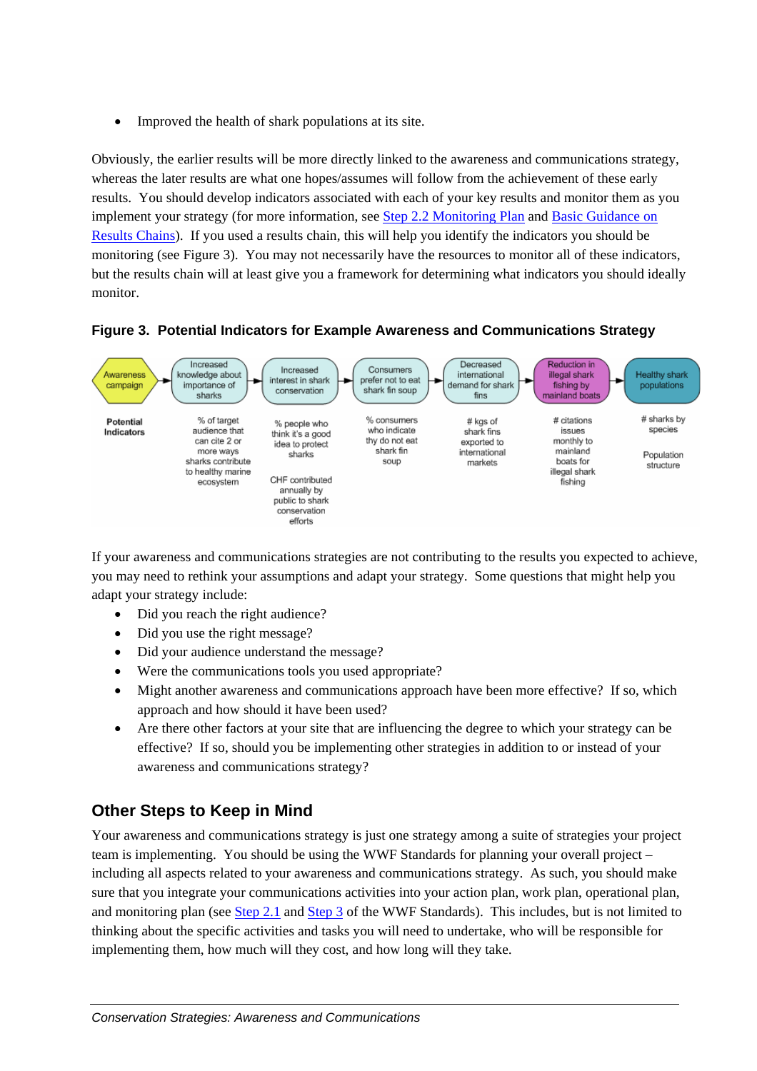- Improved the health of shark populations at its site.

Obviously, the earlier results will be more directly linked to the awareness and communications strategy, whereas the later results are what one hopes/assumes will follow from the achievement of these early results. You should develop indicators associated with each of your key results and monitor them as you implement your strategy (for more information, see Step 2.2 Monitoring Plan and Basic Guidance on Results Chains). If you used a results chain, this will help you identify the indicators you should be monitoring (see Figure 3). You may not necessarily have the resources to monitor all of these indicators, but the results chain will at least give you a framework for determining what indicators you should ideally monitor.

**Figure 3. Potential Indicators for Example Awareness and Communications Strategy**

| Awareness campaign | Increased knowledge about importance of sharks | Increased interest in shark conservation | Consumers prefer not to eat shark fin soup | Decreased international demand for shark fins | Reduction in illegal shark fishing by mainland boats | Healthy shark populations |
|---|---|---|---|---|---|---|
| **Potential Indicators** | % of target audience that can cite 2 or more ways sharks contribute to healthy marine ecosystem | % people who think it's a good idea to protect sharks<br><br>CHF contributed annually by public to shark conservation efforts | % consumers who indicate thy do not eat shark fin soup | # kgs of shark fins exported to international markets | # citations issues monthly to mainland boats for illegal shark fishing | # sharks by species<br><br>Population structure |

If your awareness and communications strategies are not contributing to the results you expected to achieve, you may need to rethink your assumptions and adapt your strategy. Some questions that might help you adapt your strategy include:

- Did you reach the right audience?
- Did you use the right message?
- Did your audience understand the message?
- Were the communications tools you used appropriate?
- Might another awareness and communications approach have been more effective? If so, which approach and how should it have been used?
- Are there other factors at your site that are influencing the degree to which your strategy can be effective? If so, should you be implementing other strategies in addition to or instead of your awareness and communications strategy?

## Other Steps to Keep in Mind

Your awareness and communications strategy is just one strategy among a suite of strategies your project team is implementing. You should be using the WWF Standards for planning your overall project – including all aspects related to your awareness and communications strategy. As such, you should make sure that you integrate your communications activities into your action plan, work plan, operational plan, and monitoring plan (see Step 2.1 and Step 3 of the WWF Standards). This includes, but is not limited to thinking about the specific activities and tasks you will need to undertake, who will be responsible for implementing them, how much will they cost, and how long will they take.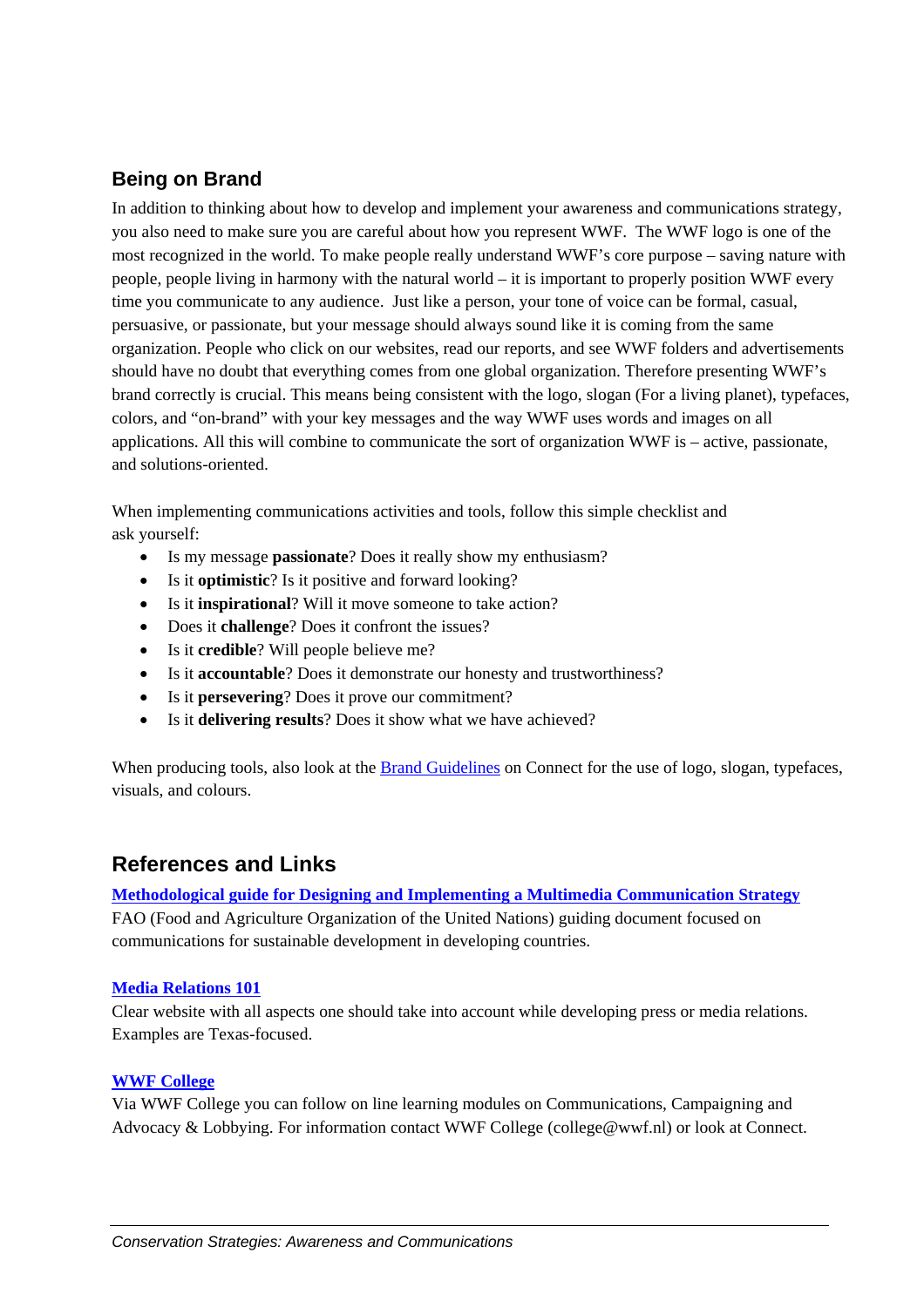## Being on Brand

In addition to thinking about how to develop and implement your awareness and communications strategy, you also need to make sure you are careful about how you represent WWF. The WWF logo is one of the most recognized in the world. To make people really understand WWF's core purpose – saving nature with people, people living in harmony with the natural world – it is important to properly position WWF every time you communicate to any audience. Just like a person, your tone of voice can be formal, casual, persuasive, or passionate, but your message should always sound like it is coming from the same organization. People who click on our websites, read our reports, and see WWF folders and advertisements should have no doubt that everything comes from one global organization. Therefore presenting WWF's brand correctly is crucial. This means being consistent with the logo, slogan (For a living planet), typefaces, colors, and "on-brand" with your key messages and the way WWF uses words and images on all applications. All this will combine to communicate the sort of organization WWF is – active, passionate, and solutions-oriented.

When implementing communications activities and tools, follow this simple checklist and ask yourself:

- Is my message **passionate**? Does it really show my enthusiasm?
- Is it **optimistic**? Is it positive and forward looking?
- Is it **inspirational**? Will it move someone to take action?
- Does it **challenge**? Does it confront the issues?
- Is it **credible**? Will people believe me?
- Is it **accountable**? Does it demonstrate our honesty and trustworthiness?
- Is it **persevering**? Does it prove our commitment?
- Is it **delivering results**? Does it show what we have achieved?

When producing tools, also look at the Brand Guidelines on Connect for the use of logo, slogan, typefaces, visuals, and colours.

## References and Links

**Methodological guide for Designing and Implementing a Multimedia Communication Strategy**
FAO (Food and Agriculture Organization of the United Nations) guiding document focused on communications for sustainable development in developing countries.

**Media Relations 101**
Clear website with all aspects one should take into account while developing press or media relations. Examples are Texas-focused.

**WWF College**
Via WWF College you can follow on line learning modules on Communications, Campaigning and Advocacy & Lobbying. For information contact WWF College (college@wwf.nl) or look at Connect.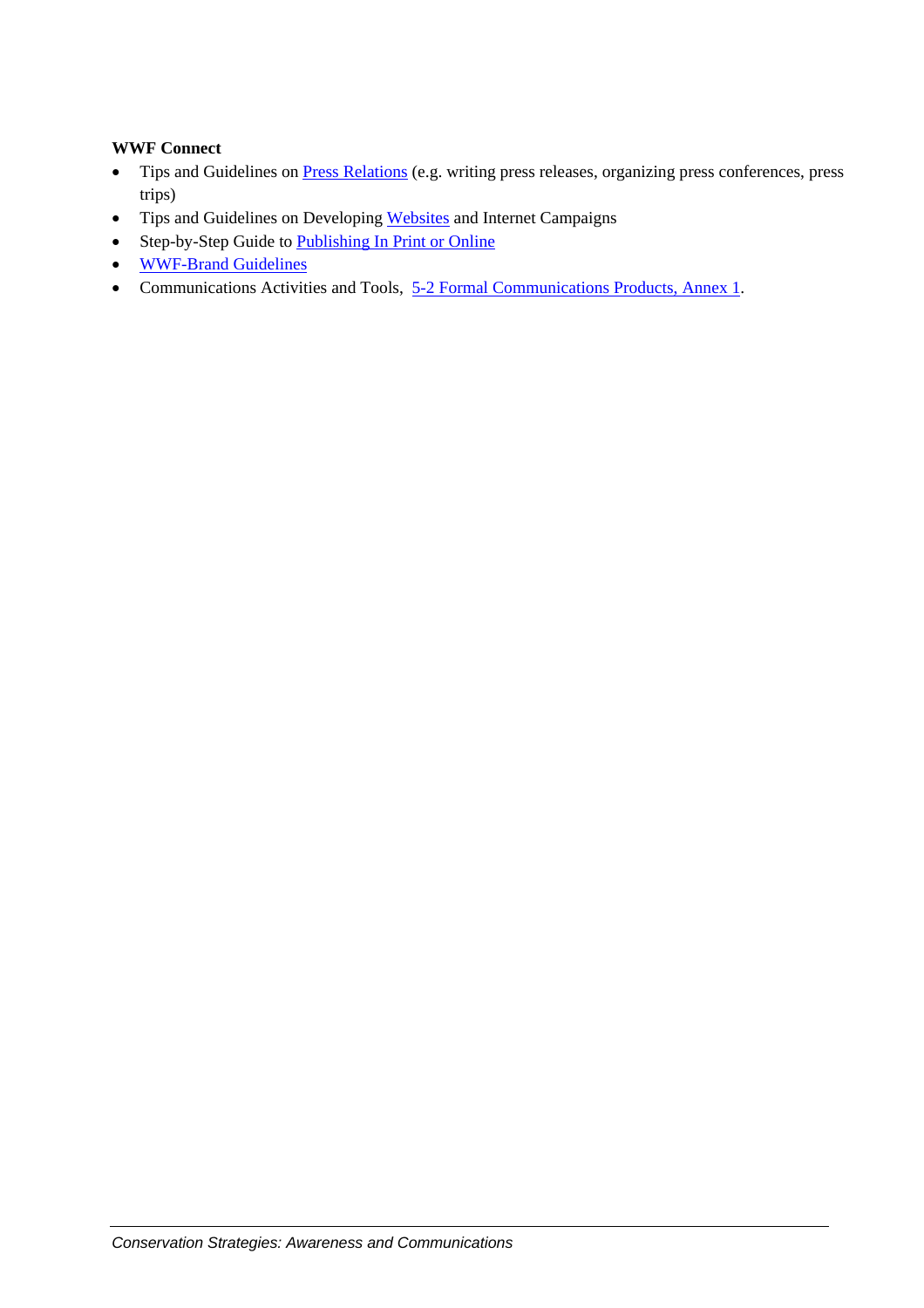**WWF Connect**

- Tips and Guidelines on Press Relations (e.g. writing press releases, organizing press conferences, press trips)
- Tips and Guidelines on Developing Websites and Internet Campaigns
- Step-by-Step Guide to Publishing In Print or Online
- WWF-Brand Guidelines
- Communications Activities and Tools, 5-2 Formal Communications Products, Annex 1.